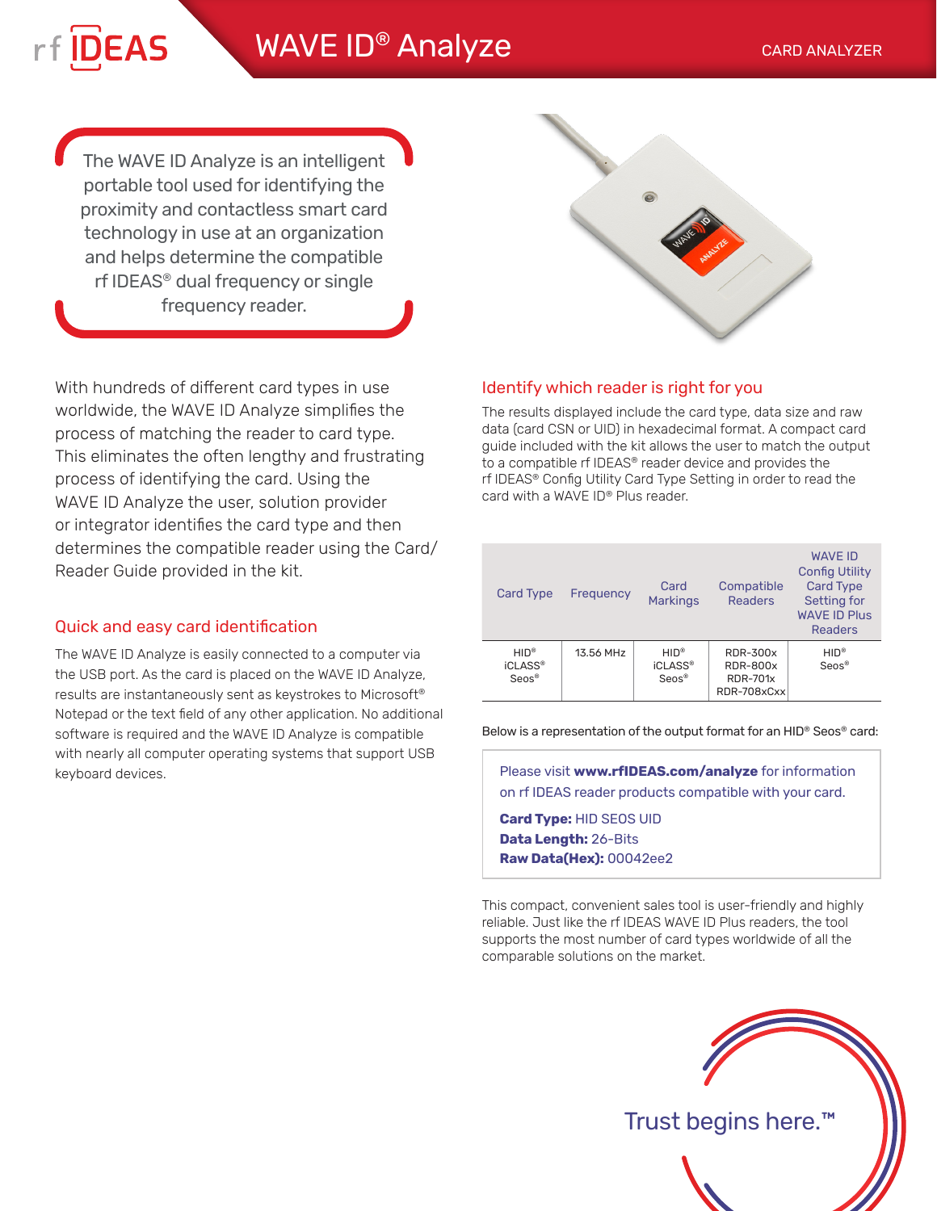# WAVE ID® Analyze

CARD ANALYZER

The WAVE ID Analyze is an intelligent portable tool used for identifying the proximity and contactless smart card technology in use at an organization and helps determine the compatible rf IDEAS® dual frequency or single frequency reader.

With hundreds of different card types in use worldwide, the WAVE ID Analyze simplifies the process of matching the reader to card type. This eliminates the often lengthy and frustrating process of identifying the card. Using the WAVE ID Analyze the user, solution provider or integrator identifies the card type and then determines the compatible reader using the Card/Reader Guide provided in the kit.

## Quick and easy card identification

The WAVE ID Analyze is easily connected to a computer via the USB port. As the card is placed on the WAVE ID Analyze, results are instantaneously sent as keystrokes to Microsoft® Notepad or the text field of any other application. No additional software is required and the WAVE ID Analyze is compatible with nearly all computer operating systems that support USB keyboard devices.

## Identify which reader is right for you

The results displayed include the card type, data size and raw data (card CSN or UID) in hexadecimal format. A compact card guide included with the kit allows the user to match the output to a compatible rf IDEAS® reader device and provides the rf IDEAS® Config Utility Card Type Setting in order to read the card with a WAVE ID® Plus reader.

| Card Type | Frequency | Card Markings | Compatible Readers | WAVE ID Config Utility Card Type Setting for WAVE ID Plus Readers |
|---|---|---|---|---|
| HID® iCLASS® Seos® | 13.56 MHz | HID® iCLASS® Seos® | RDR-300x RDR-800x RDR-701x RDR-708xCxx | HID® Seos® |

Below is a representation of the output format for an HID® Seos® card:

> Please visit **www.rfIDEAS.com/analyze** for information on rf IDEAS reader products compatible with your card.
>
> **Card Type:** HID SEOS UID
> **Data Length:** 26-Bits
> **Raw Data(Hex):** 00042ee2

This compact, convenient sales tool is user-friendly and highly reliable. Just like the rf IDEAS WAVE ID Plus readers, the tool supports the most number of card types worldwide of all the comparable solutions on the market.

Trust begins here.™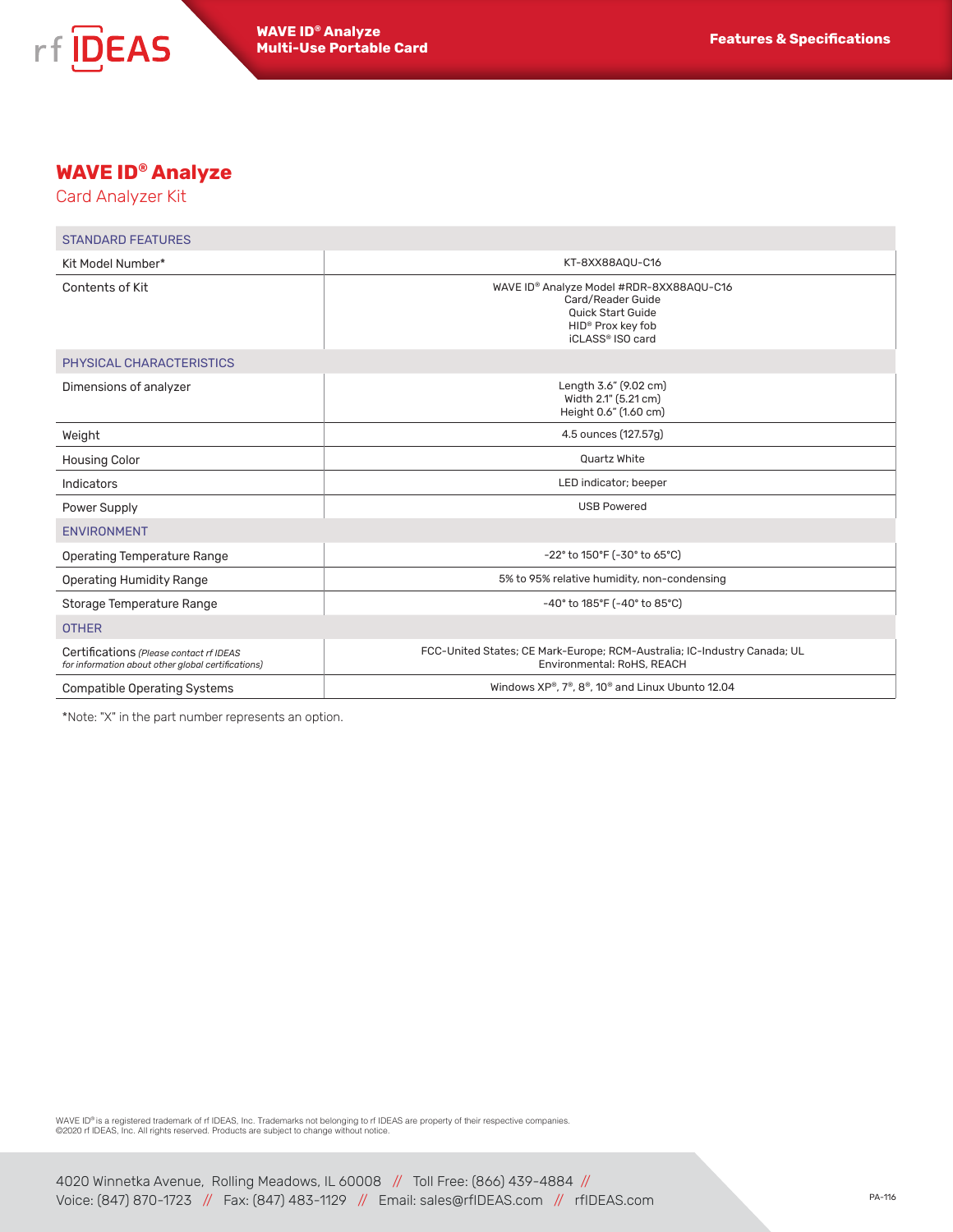# WAVE ID® Analyze

## Card Analyzer Kit

| | |
|---|---|
| STANDARD FEATURES | |
| Kit Model Number* | KT-8XX88AQU-C16 |
| Contents of Kit | WAVE ID® Analyze Model #RDR-8XX88AQU-C16<br>Card/Reader Guide<br>Quick Start Guide<br>HID® Prox key fob<br>iCLASS® ISO card |
| PHYSICAL CHARACTERISTICS | |
| Dimensions of analyzer | Length 3.6" (9.02 cm)<br>Width 2.1" (5.21 cm)<br>Height 0.6" (1.60 cm) |
| Weight | 4.5 ounces (127.57g) |
| Housing Color | Quartz White |
| Indicators | LED indicator; beeper |
| Power Supply | USB Powered |
| ENVIRONMENT | |
| Operating Temperature Range | -22° to 150°F (-30° to 65°C) |
| Operating Humidity Range | 5% to 95% relative humidity, non-condensing |
| Storage Temperature Range | -40° to 185°F (-40° to 85°C) |
| OTHER | |
| Certifications *(Please contact rf IDEAS for information about other global certifications)* | FCC-United States; CE Mark-Europe; RCM-Australia; IC-Industry Canada; UL<br>Environmental: RoHS, REACH |
| Compatible Operating Systems | Windows XP®, 7®, 8®, 10® and Linux Ubuntu 12.04 |

*Note: "X" in the part number represents an option.

WAVE ID® is a registered trademark of rf IDEAS, Inc. Trademarks not belonging to rf IDEAS are property of their respective companies.
©2020 rf IDEAS, Inc. All rights reserved. Products are subject to change without notice.

4020 Winnetka Avenue, Rolling Meadows, IL 60008 // Toll Free: (866) 439-4884 //
Voice: (847) 870-1723 // Fax: (847) 483-1129 // Email: sales@rfIDEAS.com // rfIDEAS.com

PA-116